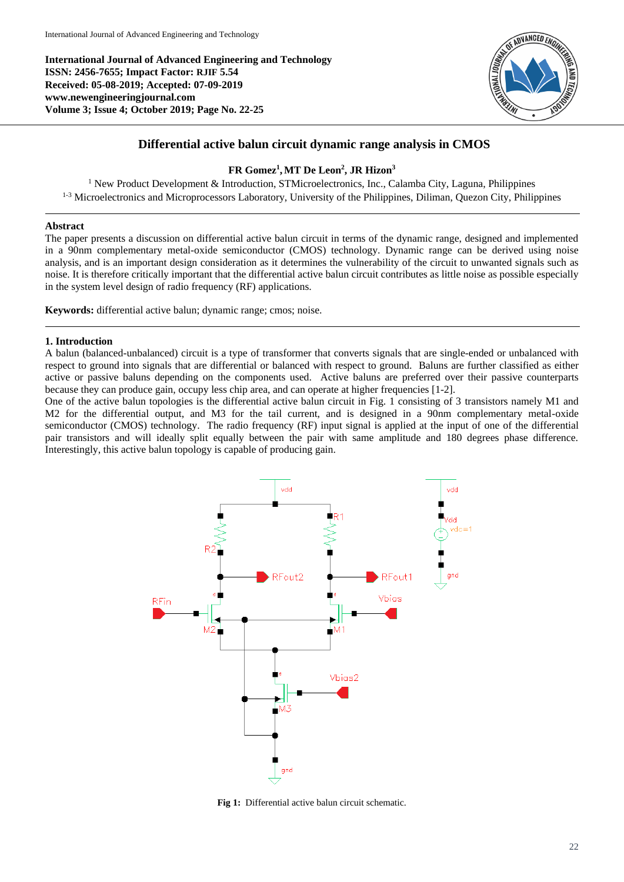International Journal of Advanced Engineering and Technology
**ISSN: 2456-7655; Impact Factor: RJIF 5.54**
**Received: 05-08-2019; Accepted: 07-09-2019**
**www.newengineeringjournal.com**
**Volume 3; Issue 4; October 2019; Page No. 22-25**

# Differential active balun circuit dynamic range analysis in CMOS

**FR Gomez[1], MT De Leon[2], JR Hizon[3]**

[1] New Product Development & Introduction, STMicroelectronics, Inc., Calamba City, Laguna, Philippines
[1-3] Microelectronics and Microprocessors Laboratory, University of the Philippines, Diliman, Quezon City, Philippines

## Abstract

The paper presents a discussion on differential active balun circuit in terms of the dynamic range, designed and implemented in a 90nm complementary metal-oxide semiconductor (CMOS) technology. Dynamic range can be derived using noise analysis, and is an important design consideration as it determines the vulnerability of the circuit to unwanted signals such as noise. It is therefore critically important that the differential active balun circuit contributes as little noise as possible especially in the system level design of radio frequency (RF) applications.

**Keywords:** differential active balun; dynamic range; cmos; noise.

## 1. Introduction

A balun (balanced-unbalanced) circuit is a type of transformer that converts signals that are single-ended or unbalanced with respect to ground into signals that are differential or balanced with respect to ground. Baluns are further classified as either active or passive baluns depending on the components used. Active baluns are preferred over their passive counterparts because they can produce gain, occupy less chip area, and can operate at higher frequencies [1-2].

One of the active balun topologies is the differential active balun circuit in Fig. 1 consisting of 3 transistors namely M1 and M2 for the differential output, and M3 for the tail current, and is designed in a 90nm complementary metal-oxide semiconductor (CMOS) technology. The radio frequency (RF) input signal is applied at the input of one of the differential pair transistors and will ideally split equally between the pair with same amplitude and 180 degrees phase difference. Interestingly, this active balun topology is capable of producing gain.

**Fig 1:** Differential active balun circuit schematic.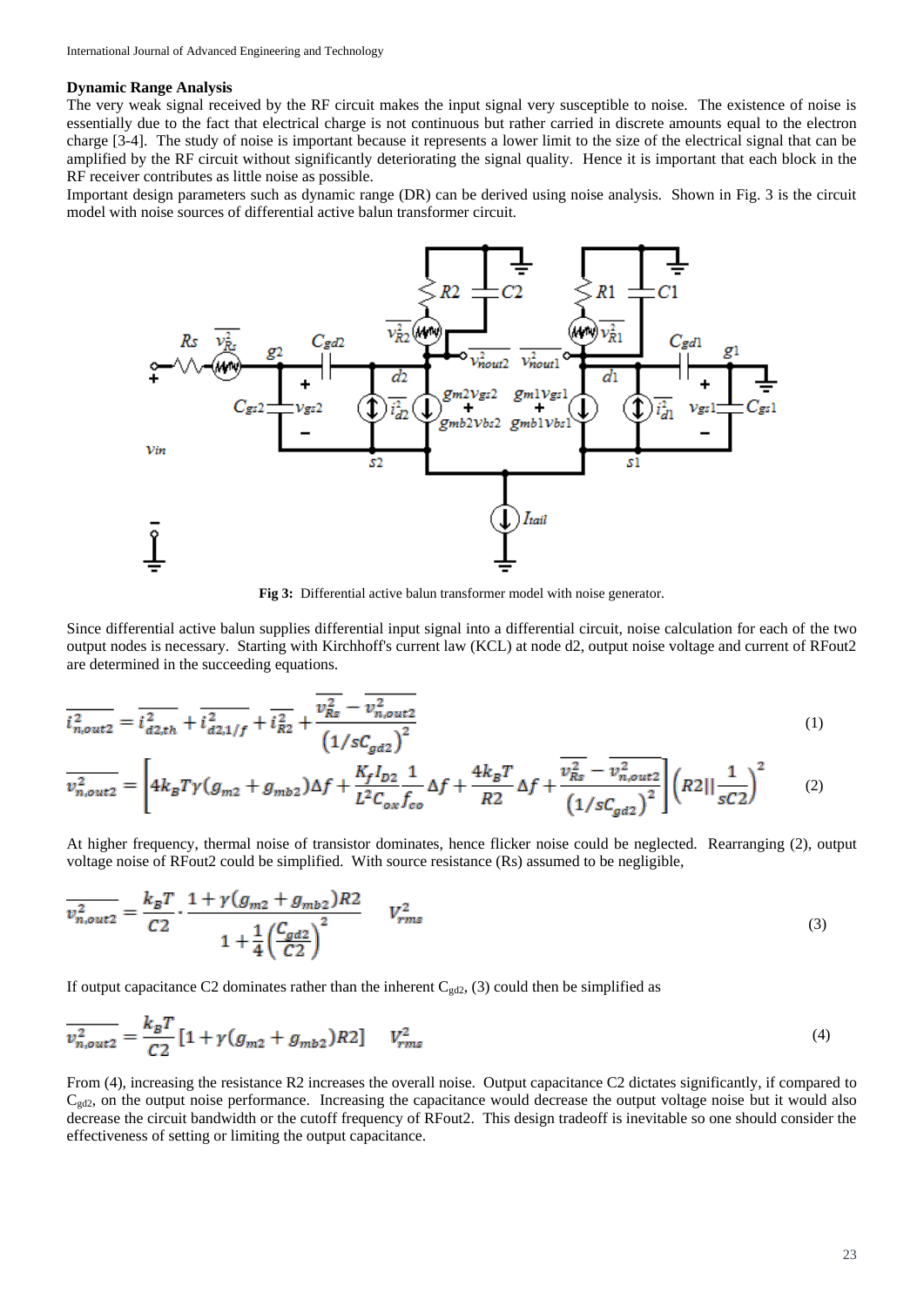### Dynamic Range Analysis

The very weak signal received by the RF circuit makes the input signal very susceptible to noise. The existence of noise is essentially due to the fact that electrical charge is not continuous but rather carried in discrete amounts equal to the electron charge [3-4]. The study of noise is important because it represents a lower limit to the size of the electrical signal that can be amplified by the RF circuit without significantly deteriorating the signal quality. Hence it is important that each block in the RF receiver contributes as little noise as possible.

Important design parameters such as dynamic range (DR) can be derived using noise analysis. Shown in Fig. 3 is the circuit model with noise sources of differential active balun transformer circuit.

**Fig 3:** Differential active balun transformer model with noise generator.

Since differential active balun supplies differential input signal into a differential circuit, noise calculation for each of the two output nodes is necessary. Starting with Kirchhoff's current law (KCL) at node d2, output noise voltage and current of RFout2 are determined in the succeeding equations.

$$\overline{i_{n,out2}^2} = \overline{i_{d2,th}^2} + \overline{i_{d2,1/f}^2} + \overline{i_{R2}^2} + \frac{\overline{v_{Rs}^2} - \overline{v_{n,out2}^2}}{\left(1/sC_{gd2}\right)^2} \tag{1}$$

$$\overline{v_{n,out2}^2} = \left[4k_B T\gamma(g_{m2} + g_{mb2})\Delta f + \frac{K_f I_{D2}}{L^2 C_{ox} f_{co}} \frac{1}{}\Delta f + \frac{4k_B T}{R2}\Delta f + \frac{\overline{v_{Rs}^2} - \overline{v_{n,out2}^2}}{\left(1/sC_{gd2}\right)^2}\right]\left(R2 \| \frac{1}{sC2}\right)^2 \tag{2}$$

At higher frequency, thermal noise of transistor dominates, hence flicker noise could be neglected. Rearranging (2), output voltage noise of RFout2 could be simplified. With source resistance (Rs) assumed to be negligible,

$$\overline{v_{n,out2}^2} = \frac{k_B T}{C2} \cdot \frac{1 + \gamma(g_{m2} + g_{mb2})R2}{1 + \frac{1}{4}\left(\frac{C_{gd2}}{C2}\right)^2} \quad V_{rms}^2 \tag{3}$$

If output capacitance C2 dominates rather than the inherent $C_{gd2}$, (3) could then be simplified as

$$\overline{v_{n,out2}^2} = \frac{k_B T}{C2}\left[1 + \gamma(g_{m2} + g_{mb2})R2\right] \quad V_{rms}^2 \tag{4}$$

From (4), increasing the resistance R2 increases the overall noise. Output capacitance C2 dictates significantly, if compared to $C_{gd2}$, on the output noise performance. Increasing the capacitance would decrease the output voltage noise but it would also decrease the circuit bandwidth or the cutoff frequency of RFout2. This design tradeoff is inevitable so one should consider the effectiveness of setting or limiting the output capacitance.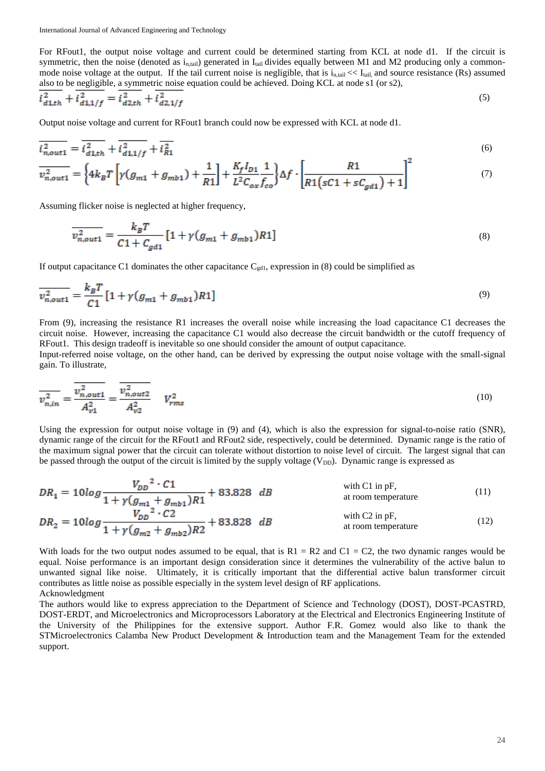For RFout1, the output noise voltage and current could be determined starting from KCL at node d1. If the circuit is symmetric, then the noise (denoted as $i_{n,tail}$) generated in $I_{tail}$ divides equally between M1 and M2 producing only a common-mode noise voltage at the output. If the tail current noise is negligible, that is $i_{n,tail} << I_{tail}$, and source resistance (Rs) assumed also to be negligible, a symmetric noise equation could be achieved. Doing KCL at node s1 (or s2),

$$\overline{i_{d1,th}^2} + \overline{i_{d1,1/f}^2} = \overline{i_{d2,th}^2} + \overline{i_{d2,1/f}^2} \tag{5}$$

Output noise voltage and current for RFout1 branch could now be expressed with KCL at node d1.

$$\overline{i_{n,out1}^2} = \overline{i_{d1,th}^2} + \overline{i_{d1,1/f}^2} + \overline{i_{R1}^2} \tag{6}$$

$$\overline{v_{n,out1}^2} = \left\{4k_B T\left[\gamma(g_{m1} + g_{mb1}) + \frac{1}{R1}\right] + \frac{K_f I_{D1}}{L^2 C_{ox}} \frac{1}{f_{co}}\right\}\Delta f \cdot \left[\frac{R1}{R1(sC1 + sC_{gd1}) + 1}\right]^2 \tag{7}$$

Assuming flicker noise is neglected at higher frequency,

$$\overline{v_{n,out1}^2} = \frac{k_B T}{C1 + C_{gd1}}\left[1 + \gamma(g_{m1} + g_{mb1})R1\right] \tag{8}$$

If output capacitance C1 dominates the other capacitance $C_{gd1}$, expression in (8) could be simplified as

$$\overline{v_{n,out1}^2} = \frac{k_B T}{C1}\left[1 + \gamma(g_{m1} + g_{mb1})R1\right] \tag{9}$$

From (9), increasing the resistance R1 increases the overall noise while increasing the load capacitance C1 decreases the circuit noise. However, increasing the capacitance C1 would also decrease the circuit bandwidth or the cutoff frequency of RFout1. This design tradeoff is inevitable so one should consider the amount of output capacitance.

Input-referred noise voltage, on the other hand, can be derived by expressing the output noise voltage with the small-signal gain. To illustrate,

$$\overline{v_{n,in}^2} = \frac{\overline{v_{n,out1}^2}}{A_{v1}^2} = \frac{\overline{v_{n,out2}^2}}{A_{v2}^2} \quad V_{rms}^2 \tag{10}$$

Using the expression for output noise voltage in (9) and (4), which is also the expression for signal-to-noise ratio (SNR), dynamic range of the circuit for the RFout1 and RFout2 side, respectively, could be determined. Dynamic range is the ratio of the maximum signal power that the circuit can tolerate without distortion to noise level of circuit. The largest signal that can be passed through the output of the circuit is limited by the supply voltage ($V_{DD}$). Dynamic range is expressed as

$$DR_1 = 10\log\frac{V_{DD}{}^2 \cdot C1}{1 + \gamma(g_{m1} + g_{mb1})R1} + 83.828 \ \ dB \qquad \text{with C1 in pF, at room temperature} \tag{11}$$

$$DR_2 = 10\log\frac{V_{DD}{}^2 \cdot C2}{1 + \gamma(g_{m2} + g_{mb2})R2} + 83.828 \ \ dB \qquad \text{with C2 in pF, at room temperature} \tag{12}$$

With loads for the two output nodes assumed to be equal, that is R1 = R2 and C1 = C2, the two dynamic ranges would be equal. Noise performance is an important design consideration since it determines the vulnerability of the active balun to unwanted signal like noise. Ultimately, it is critically important that the differential active balun transformer circuit contributes as little noise as possible especially in the system level design of RF applications.

Acknowledgment

The authors would like to express appreciation to the Department of Science and Technology (DOST), DOST-PCASTRD, DOST-ERDT, and Microelectronics and Microprocessors Laboratory at the Electrical and Electronics Engineering Institute of the University of the Philippines for the extensive support. Author F.R. Gomez would also like to thank the STMicroelectronics Calamba New Product Development & Introduction team and the Management Team for the extended support.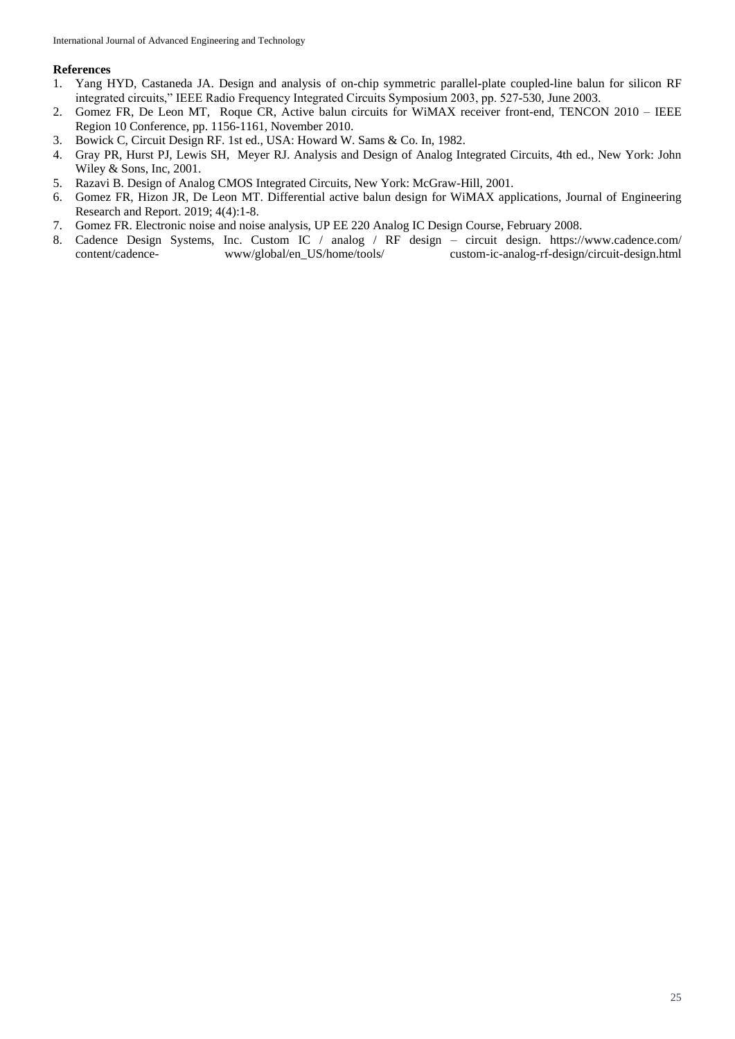**References**

1. Yang HYD, Castaneda JA. Design and analysis of on-chip symmetric parallel-plate coupled-line balun for silicon RF integrated circuits," IEEE Radio Frequency Integrated Circuits Symposium 2003, pp. 527-530, June 2003.
2. Gomez FR, De Leon MT, Roque CR, Active balun circuits for WiMAX receiver front-end, TENCON 2010 – IEEE Region 10 Conference, pp. 1156-1161, November 2010.
3. Bowick C, Circuit Design RF. 1st ed., USA: Howard W. Sams & Co. In, 1982.
4. Gray PR, Hurst PJ, Lewis SH, Meyer RJ. Analysis and Design of Analog Integrated Circuits, 4th ed., New York: John Wiley & Sons, Inc, 2001.
5. Razavi B. Design of Analog CMOS Integrated Circuits, New York: McGraw-Hill, 2001.
6. Gomez FR, Hizon JR, De Leon MT. Differential active balun design for WiMAX applications, Journal of Engineering Research and Report. 2019; 4(4):1-8.
7. Gomez FR. Electronic noise and noise analysis, UP EE 220 Analog IC Design Course, February 2008.
8. Cadence Design Systems, Inc. Custom IC / analog / RF design – circuit design. https://www.cadence.com/ content/cadence- www/global/en_US/home/tools/ custom-ic-analog-rf-design/circuit-design.html